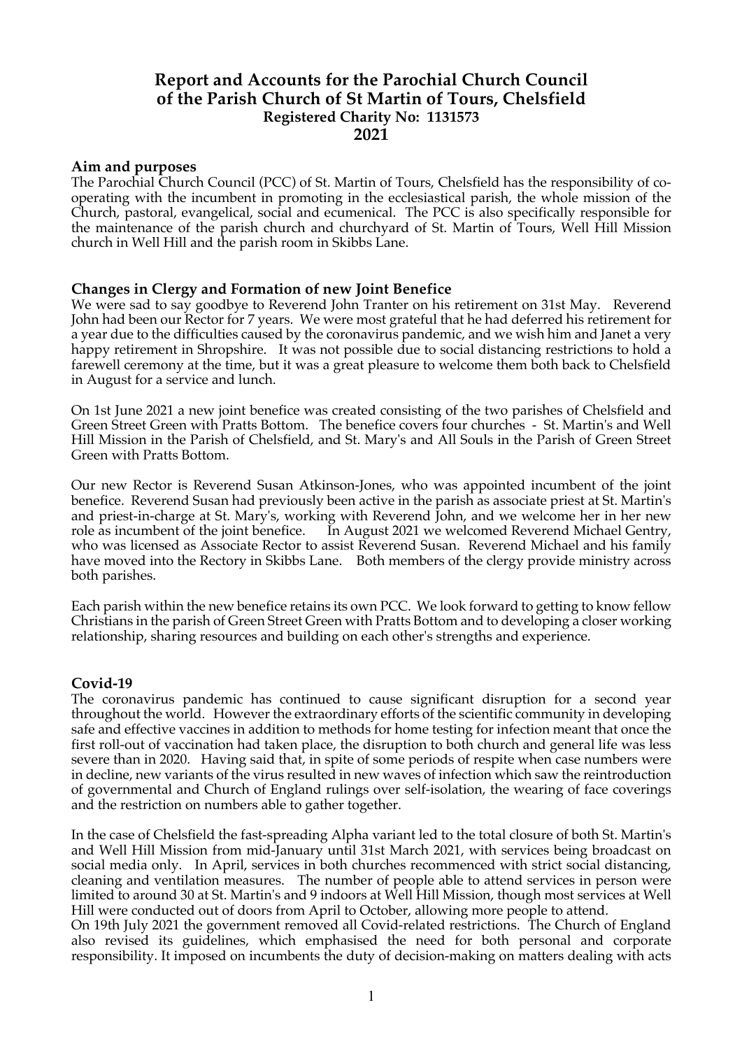# Report and Accounts for the Parochial Church Council of the Parish Church of St Martin of Tours, Chelsfield

**Registered Charity No: 1131573**

**2021**

## Aim and purposes

The Parochial Church Council (PCC) of St. Martin of Tours, Chelsfield has the responsibility of co-operating with the incumbent in promoting in the ecclesiastical parish, the whole mission of the Church, pastoral, evangelical, social and ecumenical. The PCC is also specifically responsible for the maintenance of the parish church and churchyard of St. Martin of Tours, Well Hill Mission church in Well Hill and the parish room in Skibbs Lane.

## Changes in Clergy and Formation of new Joint Benefice

We were sad to say goodbye to Reverend John Tranter on his retirement on 31st May. Reverend John had been our Rector for 7 years. We were most grateful that he had deferred his retirement for a year due to the difficulties caused by the coronavirus pandemic, and we wish him and Janet a very happy retirement in Shropshire. It was not possible due to social distancing restrictions to hold a farewell ceremony at the time, but it was a great pleasure to welcome them both back to Chelsfield in August for a service and lunch.

On 1st June 2021 a new joint benefice was created consisting of the two parishes of Chelsfield and Green Street Green with Pratts Bottom. The benefice covers four churches - St. Martin's and Well Hill Mission in the Parish of Chelsfield, and St. Mary's and All Souls in the Parish of Green Street Green with Pratts Bottom.

Our new Rector is Reverend Susan Atkinson-Jones, who was appointed incumbent of the joint benefice. Reverend Susan had previously been active in the parish as associate priest at St. Martin's and priest-in-charge at St. Mary's, working with Reverend John, and we welcome her in her new role as incumbent of the joint benefice. In August 2021 we welcomed Reverend Michael Gentry, who was licensed as Associate Rector to assist Reverend Susan. Reverend Michael and his family have moved into the Rectory in Skibbs Lane. Both members of the clergy provide ministry across both parishes.

Each parish within the new benefice retains its own PCC. We look forward to getting to know fellow Christians in the parish of Green Street Green with Pratts Bottom and to developing a closer working relationship, sharing resources and building on each other's strengths and experience.

## Covid-19

The coronavirus pandemic has continued to cause significant disruption for a second year throughout the world. However the extraordinary efforts of the scientific community in developing safe and effective vaccines in addition to methods for home testing for infection meant that once the first roll-out of vaccination had taken place, the disruption to both church and general life was less severe than in 2020. Having said that, in spite of some periods of respite when case numbers were in decline, new variants of the virus resulted in new waves of infection which saw the reintroduction of governmental and Church of England rulings over self-isolation, the wearing of face coverings and the restriction on numbers able to gather together.

In the case of Chelsfield the fast-spreading Alpha variant led to the total closure of both St. Martin's and Well Hill Mission from mid-January until 31st March 2021, with services being broadcast on social media only. In April, services in both churches recommenced with strict social distancing, cleaning and ventilation measures. The number of people able to attend services in person were limited to around 30 at St. Martin's and 9 indoors at Well Hill Mission, though most services at Well Hill were conducted out of doors from April to October, allowing more people to attend.

On 19th July 2021 the government removed all Covid-related restrictions. The Church of England also revised its guidelines, which emphasised the need for both personal and corporate responsibility. It imposed on incumbents the duty of decision-making on matters dealing with acts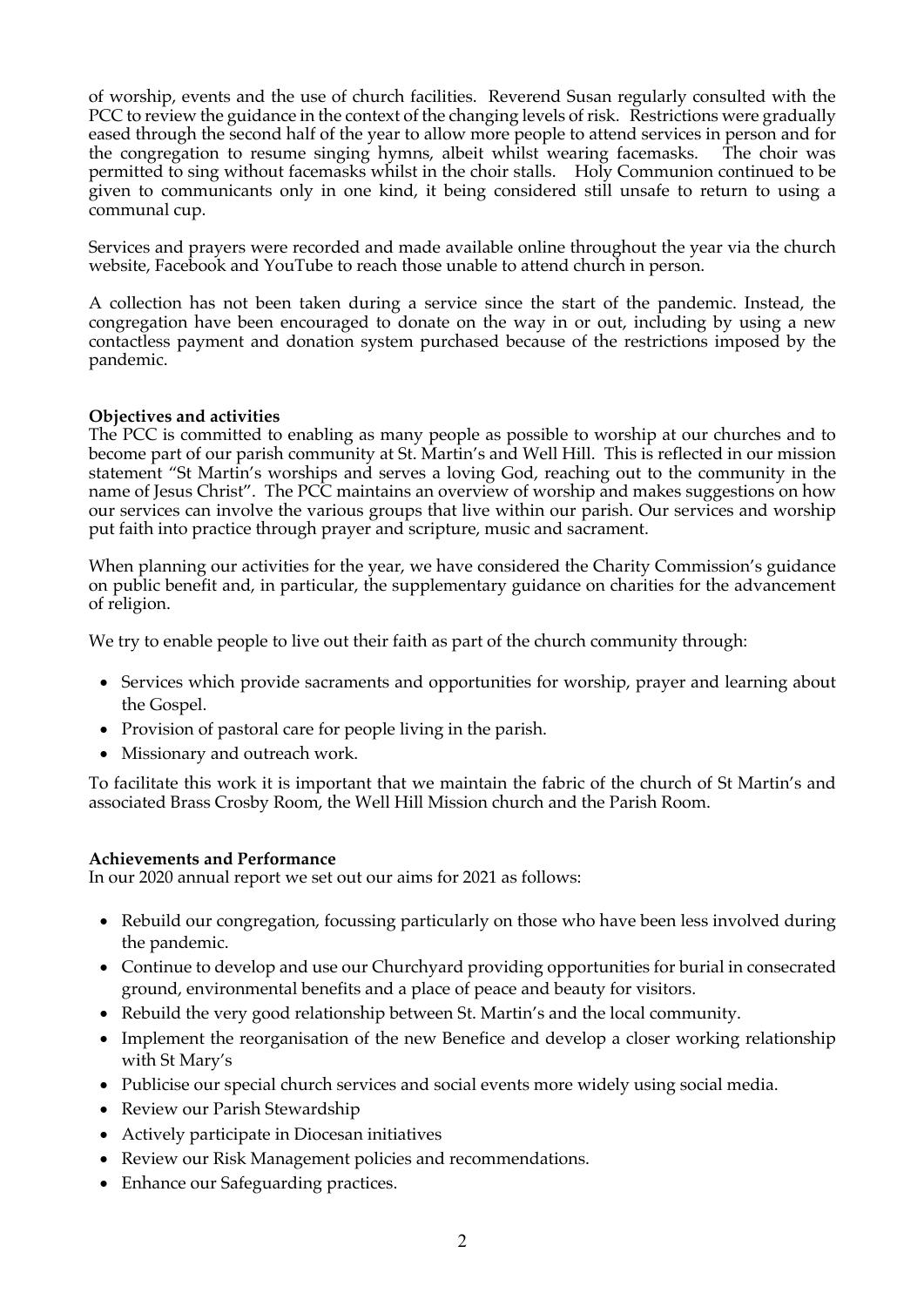of worship, events and the use of church facilities. Reverend Susan regularly consulted with the PCC to review the guidance in the context of the changing levels of risk. Restrictions were gradually eased through the second half of the year to allow more people to attend services in person and for the congregation to resume singing hymns, albeit whilst wearing facemasks. The choir was permitted to sing without facemasks whilst in the choir stalls. Holy Communion continued to be given to communicants only in one kind, it being considered still unsafe to return to using a communal cup.

Services and prayers were recorded and made available online throughout the year via the church website, Facebook and YouTube to reach those unable to attend church in person.

A collection has not been taken during a service since the start of the pandemic. Instead, the congregation have been encouraged to donate on the way in or out, including by using a new contactless payment and donation system purchased because of the restrictions imposed by the pandemic.

**Objectives and activities**

The PCC is committed to enabling as many people as possible to worship at our churches and to become part of our parish community at St. Martin's and Well Hill. This is reflected in our mission statement "St Martin's worships and serves a loving God, reaching out to the community in the name of Jesus Christ". The PCC maintains an overview of worship and makes suggestions on how our services can involve the various groups that live within our parish. Our services and worship put faith into practice through prayer and scripture, music and sacrament.

When planning our activities for the year, we have considered the Charity Commission's guidance on public benefit and, in particular, the supplementary guidance on charities for the advancement of religion.

We try to enable people to live out their faith as part of the church community through:

- Services which provide sacraments and opportunities for worship, prayer and learning about the Gospel.
- Provision of pastoral care for people living in the parish.
- Missionary and outreach work.

To facilitate this work it is important that we maintain the fabric of the church of St Martin's and associated Brass Crosby Room, the Well Hill Mission church and the Parish Room.

**Achievements and Performance**

In our 2020 annual report we set out our aims for 2021 as follows:

- Rebuild our congregation, focussing particularly on those who have been less involved during the pandemic.
- Continue to develop and use our Churchyard providing opportunities for burial in consecrated ground, environmental benefits and a place of peace and beauty for visitors.
- Rebuild the very good relationship between St. Martin's and the local community.
- Implement the reorganisation of the new Benefice and develop a closer working relationship with St Mary's
- Publicise our special church services and social events more widely using social media.
- Review our Parish Stewardship
- Actively participate in Diocesan initiatives
- Review our Risk Management policies and recommendations.
- Enhance our Safeguarding practices.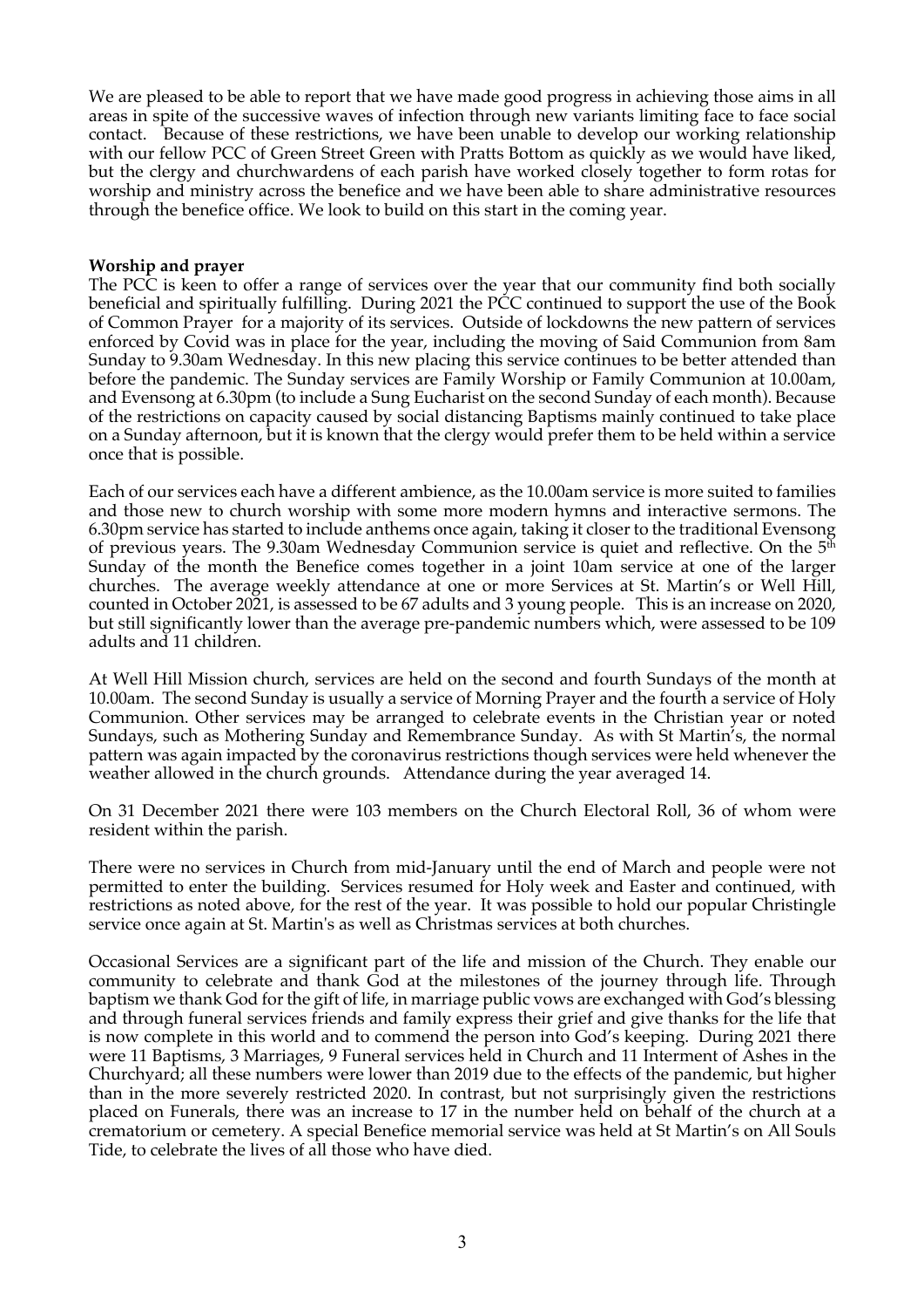We are pleased to be able to report that we have made good progress in achieving those aims in all areas in spite of the successive waves of infection through new variants limiting face to face social contact. Because of these restrictions, we have been unable to develop our working relationship with our fellow PCC of Green Street Green with Pratts Bottom as quickly as we would have liked, but the clergy and churchwardens of each parish have worked closely together to form rotas for worship and ministry across the benefice and we have been able to share administrative resources through the benefice office. We look to build on this start in the coming year.

**Worship and prayer**

The PCC is keen to offer a range of services over the year that our community find both socially beneficial and spiritually fulfilling. During 2021 the PCC continued to support the use of the Book of Common Prayer for a majority of its services. Outside of lockdowns the new pattern of services enforced by Covid was in place for the year, including the moving of Said Communion from 8am Sunday to 9.30am Wednesday. In this new placing this service continues to be better attended than before the pandemic. The Sunday services are Family Worship or Family Communion at 10.00am, and Evensong at 6.30pm (to include a Sung Eucharist on the second Sunday of each month). Because of the restrictions on capacity caused by social distancing Baptisms mainly continued to take place on a Sunday afternoon, but it is known that the clergy would prefer them to be held within a service once that is possible.

Each of our services each have a different ambience, as the 10.00am service is more suited to families and those new to church worship with some more modern hymns and interactive sermons. The 6.30pm service has started to include anthems once again, taking it closer to the traditional Evensong of previous years. The 9.30am Wednesday Communion service is quiet and reflective. On the 5th Sunday of the month the Benefice comes together in a joint 10am service at one of the larger churches. The average weekly attendance at one or more Services at St. Martin's or Well Hill, counted in October 2021, is assessed to be 67 adults and 3 young people. This is an increase on 2020, but still significantly lower than the average pre-pandemic numbers which, were assessed to be 109 adults and 11 children.

At Well Hill Mission church, services are held on the second and fourth Sundays of the month at 10.00am. The second Sunday is usually a service of Morning Prayer and the fourth a service of Holy Communion. Other services may be arranged to celebrate events in the Christian year or noted Sundays, such as Mothering Sunday and Remembrance Sunday. As with St Martin's, the normal pattern was again impacted by the coronavirus restrictions though services were held whenever the weather allowed in the church grounds. Attendance during the year averaged 14.

On 31 December 2021 there were 103 members on the Church Electoral Roll, 36 of whom were resident within the parish.

There were no services in Church from mid-January until the end of March and people were not permitted to enter the building. Services resumed for Holy week and Easter and continued, with restrictions as noted above, for the rest of the year. It was possible to hold our popular Christingle service once again at St. Martin's as well as Christmas services at both churches.

Occasional Services are a significant part of the life and mission of the Church. They enable our community to celebrate and thank God at the milestones of the journey through life. Through baptism we thank God for the gift of life, in marriage public vows are exchanged with God's blessing and through funeral services friends and family express their grief and give thanks for the life that is now complete in this world and to commend the person into God's keeping. During 2021 there were 11 Baptisms, 3 Marriages, 9 Funeral services held in Church and 11 Interment of Ashes in the Churchyard; all these numbers were lower than 2019 due to the effects of the pandemic, but higher than in the more severely restricted 2020. In contrast, but not surprisingly given the restrictions placed on Funerals, there was an increase to 17 in the number held on behalf of the church at a crematorium or cemetery. A special Benefice memorial service was held at St Martin's on All Souls Tide, to celebrate the lives of all those who have died.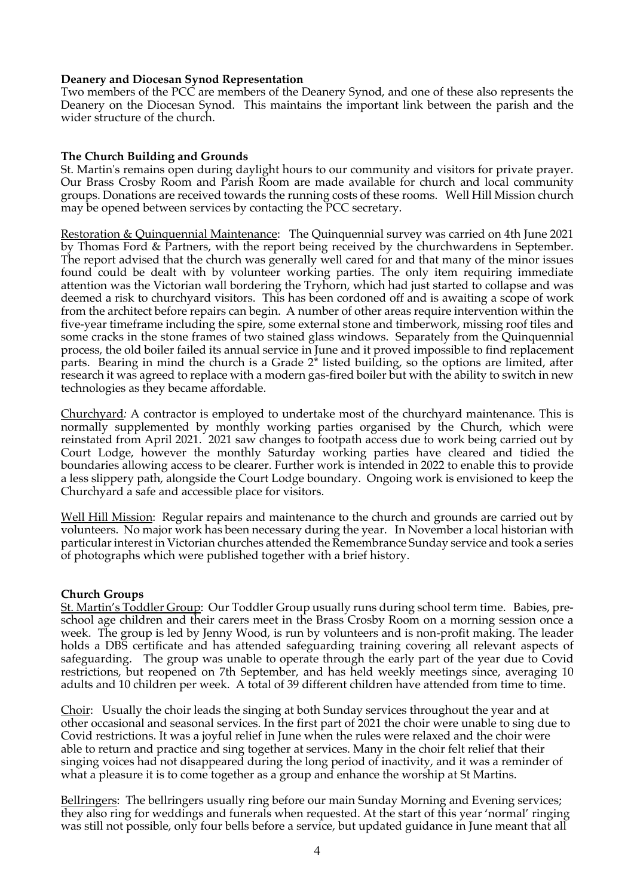**Deanery and Diocesan Synod Representation**

Two members of the PCC are members of the Deanery Synod, and one of these also represents the Deanery on the Diocesan Synod. This maintains the important link between the parish and the wider structure of the church.

**The Church Building and Grounds**

St. Martin's remains open during daylight hours to our community and visitors for private prayer. Our Brass Crosby Room and Parish Room are made available for church and local community groups. Donations are received towards the running costs of these rooms. Well Hill Mission church may be opened between services by contacting the PCC secretary.

Restoration & Quinquennial Maintenance: The Quinquennial survey was carried on 4th June 2021 by Thomas Ford & Partners, with the report being received by the churchwardens in September. The report advised that the church was generally well cared for and that many of the minor issues found could be dealt with by volunteer working parties. The only item requiring immediate attention was the Victorian wall bordering the Tryhorn, which had just started to collapse and was deemed a risk to churchyard visitors. This has been cordoned off and is awaiting a scope of work from the architect before repairs can begin. A number of other areas require intervention within the five-year timeframe including the spire, some external stone and timberwork, missing roof tiles and some cracks in the stone frames of two stained glass windows. Separately from the Quinquennial process, the old boiler failed its annual service in June and it proved impossible to find replacement parts. Bearing in mind the church is a Grade 2* listed building, so the options are limited, after research it was agreed to replace with a modern gas-fired boiler but with the ability to switch in new technologies as they became affordable.

Churchyard: A contractor is employed to undertake most of the churchyard maintenance. This is normally supplemented by monthly working parties organised by the Church, which were reinstated from April 2021. 2021 saw changes to footpath access due to work being carried out by Court Lodge, however the monthly Saturday working parties have cleared and tidied the boundaries allowing access to be clearer. Further work is intended in 2022 to enable this to provide a less slippery path, alongside the Court Lodge boundary. Ongoing work is envisioned to keep the Churchyard a safe and accessible place for visitors.

Well Hill Mission: Regular repairs and maintenance to the church and grounds are carried out by volunteers. No major work has been necessary during the year. In November a local historian with particular interest in Victorian churches attended the Remembrance Sunday service and took a series of photographs which were published together with a brief history.

**Church Groups**

St. Martin's Toddler Group: Our Toddler Group usually runs during school term time. Babies, pre-school age children and their carers meet in the Brass Crosby Room on a morning session once a week. The group is led by Jenny Wood, is run by volunteers and is non-profit making. The leader holds a DBS certificate and has attended safeguarding training covering all relevant aspects of safeguarding. The group was unable to operate through the early part of the year due to Covid restrictions, but reopened on 7th September, and has held weekly meetings since, averaging 10 adults and 10 children per week. A total of 39 different children have attended from time to time.

Choir: Usually the choir leads the singing at both Sunday services throughout the year and at other occasional and seasonal services. In the first part of 2021 the choir were unable to sing due to Covid restrictions. It was a joyful relief in June when the rules were relaxed and the choir were able to return and practice and sing together at services. Many in the choir felt relief that their singing voices had not disappeared during the long period of inactivity, and it was a reminder of what a pleasure it is to come together as a group and enhance the worship at St Martins.

Bellringers: The bellringers usually ring before our main Sunday Morning and Evening services; they also ring for weddings and funerals when requested. At the start of this year 'normal' ringing was still not possible, only four bells before a service, but updated guidance in June meant that all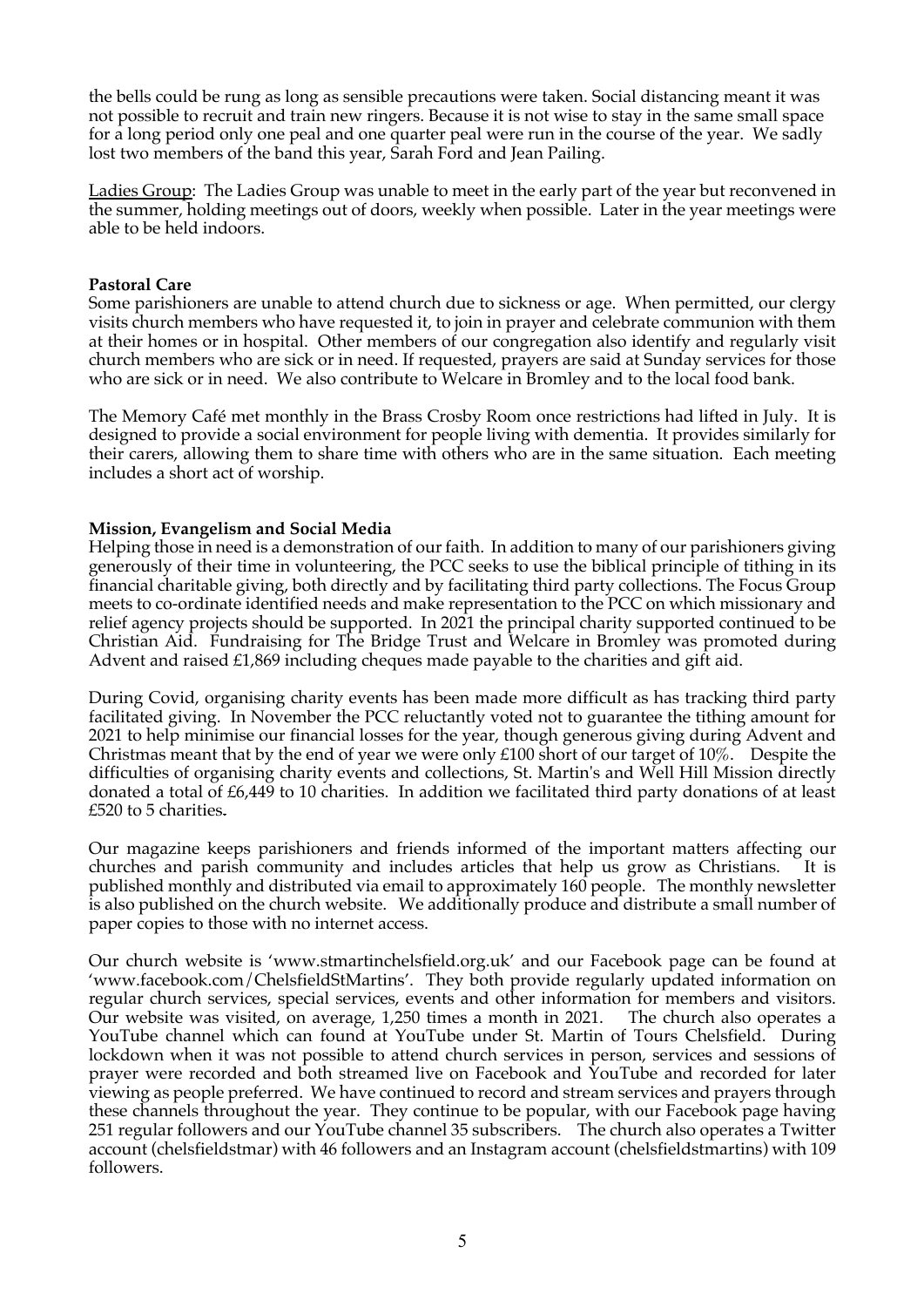the bells could be rung as long as sensible precautions were taken. Social distancing meant it was not possible to recruit and train new ringers. Because it is not wise to stay in the same small space for a long period only one peal and one quarter peal were run in the course of the year. We sadly lost two members of the band this year, Sarah Ford and Jean Pailing.

Ladies Group: The Ladies Group was unable to meet in the early part of the year but reconvened in the summer, holding meetings out of doors, weekly when possible. Later in the year meetings were able to be held indoors.

**Pastoral Care**

Some parishioners are unable to attend church due to sickness or age. When permitted, our clergy visits church members who have requested it, to join in prayer and celebrate communion with them at their homes or in hospital. Other members of our congregation also identify and regularly visit church members who are sick or in need. If requested, prayers are said at Sunday services for those who are sick or in need. We also contribute to Welcare in Bromley and to the local food bank.

The Memory Café met monthly in the Brass Crosby Room once restrictions had lifted in July. It is designed to provide a social environment for people living with dementia. It provides similarly for their carers, allowing them to share time with others who are in the same situation. Each meeting includes a short act of worship.

**Mission, Evangelism and Social Media**

Helping those in need is a demonstration of our faith. In addition to many of our parishioners giving generously of their time in volunteering, the PCC seeks to use the biblical principle of tithing in its financial charitable giving, both directly and by facilitating third party collections. The Focus Group meets to co-ordinate identified needs and make representation to the PCC on which missionary and relief agency projects should be supported. In 2021 the principal charity supported continued to be Christian Aid. Fundraising for The Bridge Trust and Welcare in Bromley was promoted during Advent and raised £1,869 including cheques made payable to the charities and gift aid.

During Covid, organising charity events has been made more difficult as has tracking third party facilitated giving. In November the PCC reluctantly voted not to guarantee the tithing amount for 2021 to help minimise our financial losses for the year, though generous giving during Advent and Christmas meant that by the end of year we were only £100 short of our target of 10%. Despite the difficulties of organising charity events and collections, St. Martin's and Well Hill Mission directly donated a total of £6,449 to 10 charities. In addition we facilitated third party donations of at least £520 to 5 charities.

Our magazine keeps parishioners and friends informed of the important matters affecting our churches and parish community and includes articles that help us grow as Christians. It is published monthly and distributed via email to approximately 160 people. The monthly newsletter is also published on the church website. We additionally produce and distribute a small number of paper copies to those with no internet access.

Our church website is 'www.stmartinchelsfield.org.uk' and our Facebook page can be found at 'www.facebook.com/ChelsfieldStMartins'. They both provide regularly updated information on regular church services, special services, events and other information for members and visitors. Our website was visited, on average, 1,250 times a month in 2021. The church also operates a YouTube channel which can found at YouTube under St. Martin of Tours Chelsfield. During lockdown when it was not possible to attend church services in person, services and sessions of prayer were recorded and both streamed live on Facebook and YouTube and recorded for later viewing as people preferred. We have continued to record and stream services and prayers through these channels throughout the year. They continue to be popular, with our Facebook page having 251 regular followers and our YouTube channel 35 subscribers. The church also operates a Twitter account (chelsfieldstmar) with 46 followers and an Instagram account (chelsfieldstmartins) with 109 followers.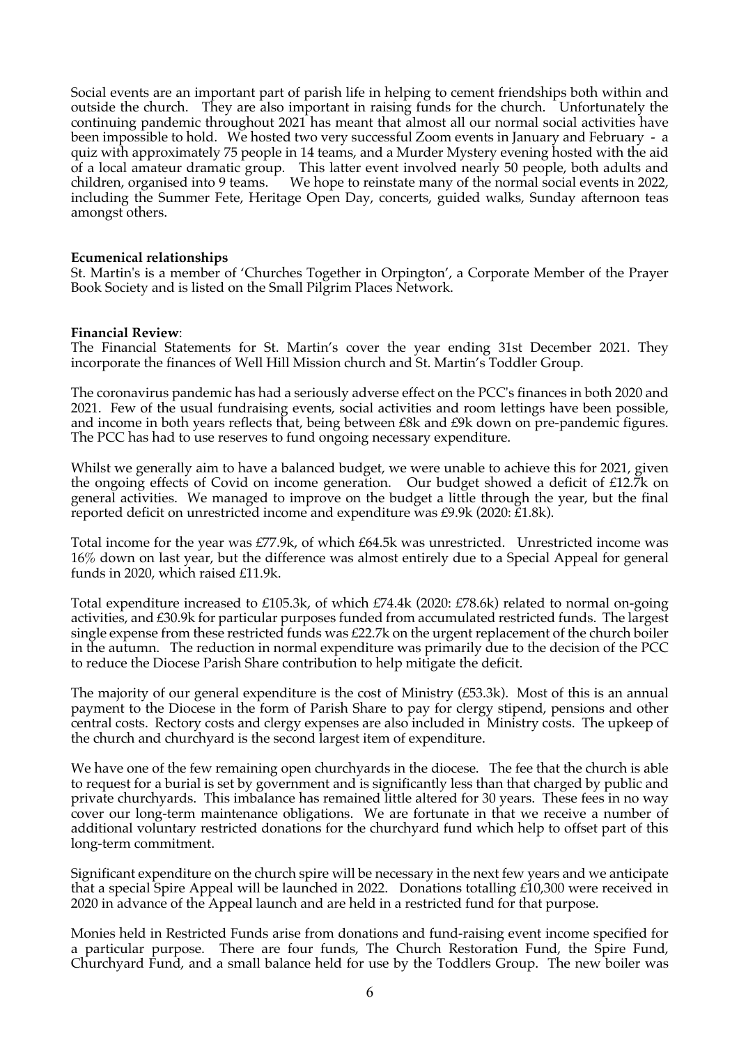Social events are an important part of parish life in helping to cement friendships both within and outside the church. They are also important in raising funds for the church. Unfortunately the continuing pandemic throughout 2021 has meant that almost all our normal social activities have been impossible to hold. We hosted two very successful Zoom events in January and February - a quiz with approximately 75 people in 14 teams, and a Murder Mystery evening hosted with the aid of a local amateur dramatic group. This latter event involved nearly 50 people, both adults and children, organised into 9 teams. We hope to reinstate many of the normal social events in 2022, including the Summer Fete, Heritage Open Day, concerts, guided walks, Sunday afternoon teas amongst others.

**Ecumenical relationships**
St. Martin's is a member of 'Churches Together in Orpington', a Corporate Member of the Prayer Book Society and is listed on the Small Pilgrim Places Network.

**Financial Review**:
The Financial Statements for St. Martin's cover the year ending 31st December 2021. They incorporate the finances of Well Hill Mission church and St. Martin's Toddler Group.

The coronavirus pandemic has had a seriously adverse effect on the PCC's finances in both 2020 and 2021. Few of the usual fundraising events, social activities and room lettings have been possible, and income in both years reflects that, being between £8k and £9k down on pre-pandemic figures. The PCC has had to use reserves to fund ongoing necessary expenditure.

Whilst we generally aim to have a balanced budget, we were unable to achieve this for 2021, given the ongoing effects of Covid on income generation. Our budget showed a deficit of £12.7k on general activities. We managed to improve on the budget a little through the year, but the final reported deficit on unrestricted income and expenditure was £9.9k (2020: £1.8k).

Total income for the year was £77.9k, of which £64.5k was unrestricted. Unrestricted income was 16% down on last year, but the difference was almost entirely due to a Special Appeal for general funds in 2020, which raised £11.9k.

Total expenditure increased to £105.3k, of which £74.4k (2020: £78.6k) related to normal on-going activities, and £30.9k for particular purposes funded from accumulated restricted funds. The largest single expense from these restricted funds was £22.7k on the urgent replacement of the church boiler in the autumn. The reduction in normal expenditure was primarily due to the decision of the PCC to reduce the Diocese Parish Share contribution to help mitigate the deficit.

The majority of our general expenditure is the cost of Ministry (£53.3k). Most of this is an annual payment to the Diocese in the form of Parish Share to pay for clergy stipend, pensions and other central costs. Rectory costs and clergy expenses are also included in Ministry costs. The upkeep of the church and churchyard is the second largest item of expenditure.

We have one of the few remaining open churchyards in the diocese. The fee that the church is able to request for a burial is set by government and is significantly less than that charged by public and private churchyards. This imbalance has remained little altered for 30 years. These fees in no way cover our long-term maintenance obligations. We are fortunate in that we receive a number of additional voluntary restricted donations for the churchyard fund which help to offset part of this long-term commitment.

Significant expenditure on the church spire will be necessary in the next few years and we anticipate that a special Spire Appeal will be launched in 2022. Donations totalling £10,300 were received in 2020 in advance of the Appeal launch and are held in a restricted fund for that purpose.

Monies held in Restricted Funds arise from donations and fund-raising event income specified for a particular purpose. There are four funds, The Church Restoration Fund, the Spire Fund, Churchyard Fund, and a small balance held for use by the Toddlers Group. The new boiler was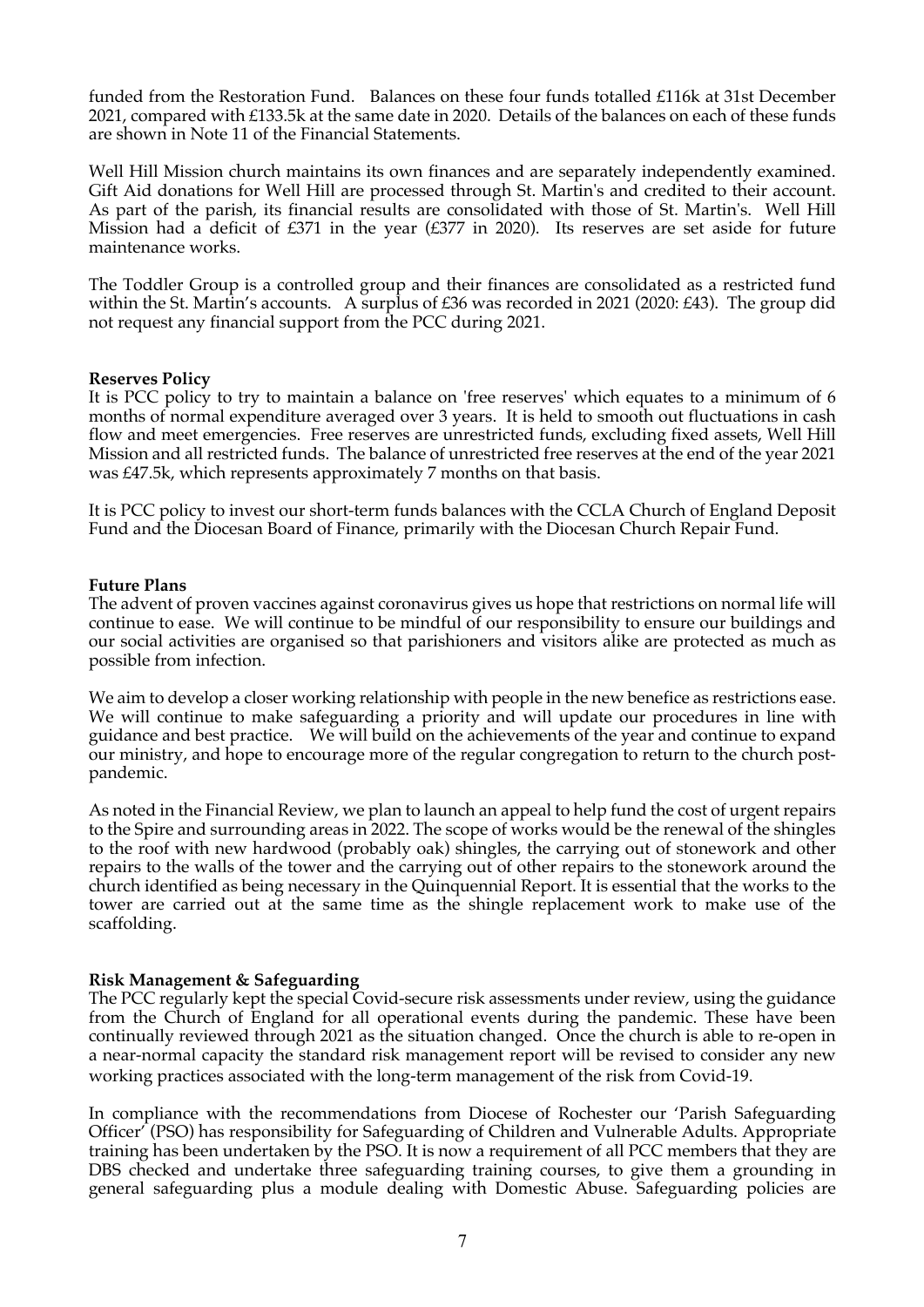funded from the Restoration Fund. Balances on these four funds totalled £116k at 31st December 2021, compared with £133.5k at the same date in 2020. Details of the balances on each of these funds are shown in Note 11 of the Financial Statements.

Well Hill Mission church maintains its own finances and are separately independently examined. Gift Aid donations for Well Hill are processed through St. Martin's and credited to their account. As part of the parish, its financial results are consolidated with those of St. Martin's. Well Hill Mission had a deficit of £371 in the year (£377 in 2020). Its reserves are set aside for future maintenance works.

The Toddler Group is a controlled group and their finances are consolidated as a restricted fund within the St. Martin's accounts. A surplus of £36 was recorded in 2021 (2020: £43). The group did not request any financial support from the PCC during 2021.

**Reserves Policy**

It is PCC policy to try to maintain a balance on 'free reserves' which equates to a minimum of 6 months of normal expenditure averaged over 3 years. It is held to smooth out fluctuations in cash flow and meet emergencies. Free reserves are unrestricted funds, excluding fixed assets, Well Hill Mission and all restricted funds. The balance of unrestricted free reserves at the end of the year 2021 was £47.5k, which represents approximately 7 months on that basis.

It is PCC policy to invest our short-term funds balances with the CCLA Church of England Deposit Fund and the Diocesan Board of Finance, primarily with the Diocesan Church Repair Fund.

**Future Plans**

The advent of proven vaccines against coronavirus gives us hope that restrictions on normal life will continue to ease. We will continue to be mindful of our responsibility to ensure our buildings and our social activities are organised so that parishioners and visitors alike are protected as much as possible from infection.

We aim to develop a closer working relationship with people in the new benefice as restrictions ease. We will continue to make safeguarding a priority and will update our procedures in line with guidance and best practice. We will build on the achievements of the year and continue to expand our ministry, and hope to encourage more of the regular congregation to return to the church post-pandemic.

As noted in the Financial Review, we plan to launch an appeal to help fund the cost of urgent repairs to the Spire and surrounding areas in 2022. The scope of works would be the renewal of the shingles to the roof with new hardwood (probably oak) shingles, the carrying out of stonework and other repairs to the walls of the tower and the carrying out of other repairs to the stonework around the church identified as being necessary in the Quinquennial Report. It is essential that the works to the tower are carried out at the same time as the shingle replacement work to make use of the scaffolding.

**Risk Management & Safeguarding**

The PCC regularly kept the special Covid-secure risk assessments under review, using the guidance from the Church of England for all operational events during the pandemic. These have been continually reviewed through 2021 as the situation changed. Once the church is able to re-open in a near-normal capacity the standard risk management report will be revised to consider any new working practices associated with the long-term management of the risk from Covid-19.

In compliance with the recommendations from Diocese of Rochester our 'Parish Safeguarding Officer' (PSO) has responsibility for Safeguarding of Children and Vulnerable Adults. Appropriate training has been undertaken by the PSO. It is now a requirement of all PCC members that they are DBS checked and undertake three safeguarding training courses, to give them a grounding in general safeguarding plus a module dealing with Domestic Abuse. Safeguarding policies are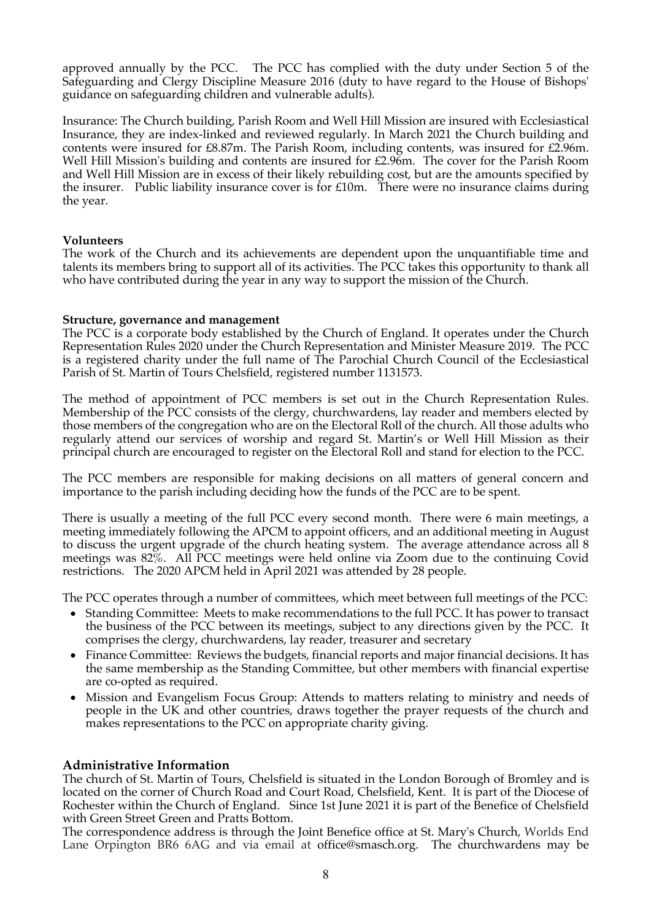approved annually by the PCC. The PCC has complied with the duty under Section 5 of the Safeguarding and Clergy Discipline Measure 2016 (duty to have regard to the House of Bishops' guidance on safeguarding children and vulnerable adults).

Insurance: The Church building, Parish Room and Well Hill Mission are insured with Ecclesiastical Insurance, they are index-linked and reviewed regularly. In March 2021 the Church building and contents were insured for £8.87m. The Parish Room, including contents, was insured for £2.96m. Well Hill Mission's building and contents are insured for £2.96m. The cover for the Parish Room and Well Hill Mission are in excess of their likely rebuilding cost, but are the amounts specified by the insurer. Public liability insurance cover is for £10m. There were no insurance claims during the year.

**Volunteers**

The work of the Church and its achievements are dependent upon the unquantifiable time and talents its members bring to support all of its activities. The PCC takes this opportunity to thank all who have contributed during the year in any way to support the mission of the Church.

**Structure, governance and management**

The PCC is a corporate body established by the Church of England. It operates under the Church Representation Rules 2020 under the Church Representation and Minister Measure 2019. The PCC is a registered charity under the full name of The Parochial Church Council of the Ecclesiastical Parish of St. Martin of Tours Chelsfield, registered number 1131573.

The method of appointment of PCC members is set out in the Church Representation Rules. Membership of the PCC consists of the clergy, churchwardens, lay reader and members elected by those members of the congregation who are on the Electoral Roll of the church. All those adults who regularly attend our services of worship and regard St. Martin's or Well Hill Mission as their principal church are encouraged to register on the Electoral Roll and stand for election to the PCC.

The PCC members are responsible for making decisions on all matters of general concern and importance to the parish including deciding how the funds of the PCC are to be spent.

There is usually a meeting of the full PCC every second month. There were 6 main meetings, a meeting immediately following the APCM to appoint officers, and an additional meeting in August to discuss the urgent upgrade of the church heating system. The average attendance across all 8 meetings was 82%. All PCC meetings were held online via Zoom due to the continuing Covid restrictions. The 2020 APCM held in April 2021 was attended by 28 people.

The PCC operates through a number of committees, which meet between full meetings of the PCC:

- Standing Committee: Meets to make recommendations to the full PCC. It has power to transact the business of the PCC between its meetings, subject to any directions given by the PCC. It comprises the clergy, churchwardens, lay reader, treasurer and secretary
- Finance Committee: Reviews the budgets, financial reports and major financial decisions. It has the same membership as the Standing Committee, but other members with financial expertise are co-opted as required.
- Mission and Evangelism Focus Group: Attends to matters relating to ministry and needs of people in the UK and other countries, draws together the prayer requests of the church and makes representations to the PCC on appropriate charity giving.

## Administrative Information

The church of St. Martin of Tours, Chelsfield is situated in the London Borough of Bromley and is located on the corner of Church Road and Court Road, Chelsfield, Kent. It is part of the Diocese of Rochester within the Church of England. Since 1st June 2021 it is part of the Benefice of Chelsfield with Green Street Green and Pratts Bottom.

The correspondence address is through the Joint Benefice office at St. Mary's Church, Worlds End Lane Orpington BR6 6AG and via email at office@smasch.org. The churchwardens may be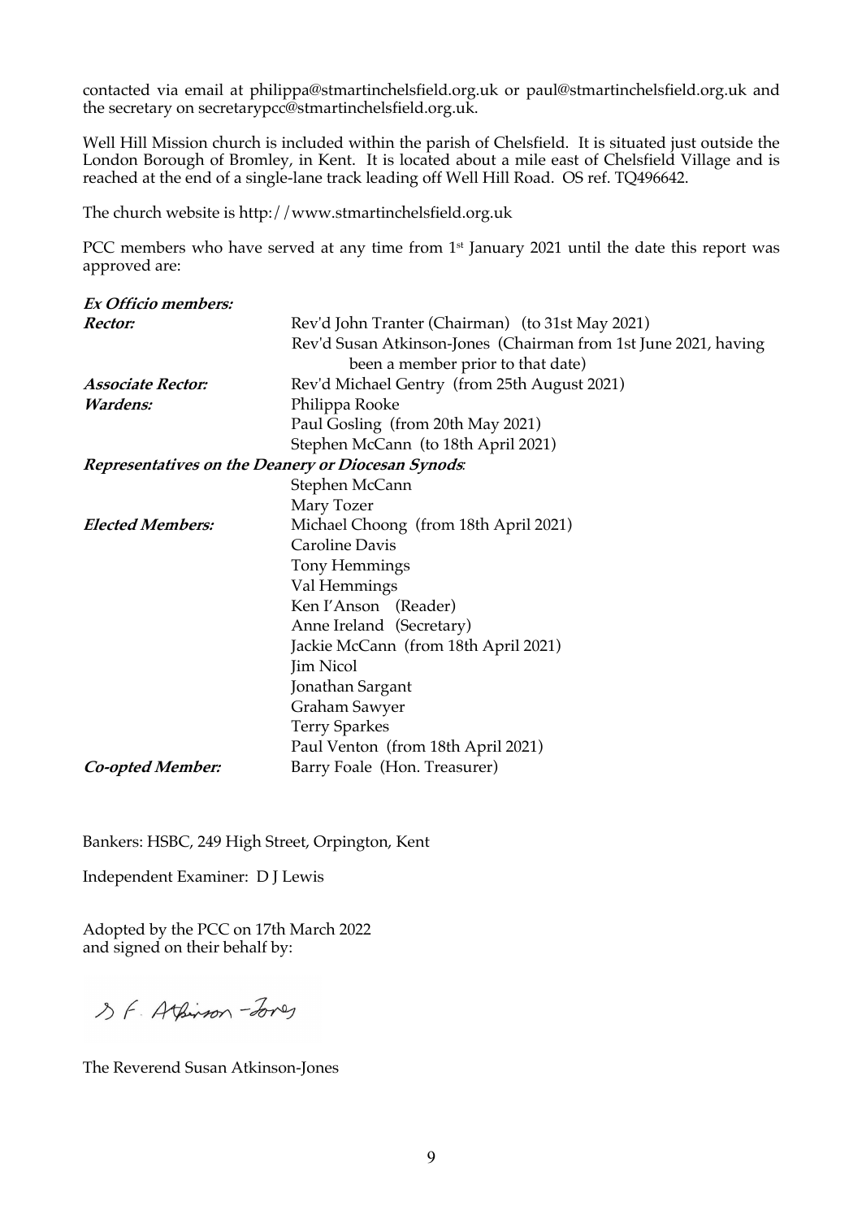contacted via email at philippa@stmartinchelsfield.org.uk or paul@stmartinchelsfield.org.uk and the secretary on secretarypcc@stmartinchelsfield.org.uk.

Well Hill Mission church is included within the parish of Chelsfield. It is situated just outside the London Borough of Bromley, in Kent. It is located about a mile east of Chelsfield Village and is reached at the end of a single-lane track leading off Well Hill Road. OS ref. TQ496642.

The church website is http://www.stmartinchelsfield.org.uk

PCC members who have served at any time from 1st January 2021 until the date this report was approved are:

| | |
|---|---|
| ***Ex Officio members:*** | |
| ***Rector:*** | Rev'd John Tranter (Chairman) (to 31st May 2021) |
| | Rev'd Susan Atkinson-Jones (Chairman from 1st June 2021, having been a member prior to that date) |
| ***Associate Rector:*** | Rev'd Michael Gentry (from 25th August 2021) |
| ***Wardens:*** | Philippa Rooke |
| | Paul Gosling (from 20th May 2021) |
| | Stephen McCann (to 18th April 2021) |
| ***Representatives on the Deanery or Diocesan Synods*:** | |
| | Stephen McCann |
| | Mary Tozer |
| ***Elected Members:*** | Michael Choong (from 18th April 2021) |
| | Caroline Davis |
| | Tony Hemmings |
| | Val Hemmings |
| | Ken I'Anson (Reader) |
| | Anne Ireland (Secretary) |
| | Jackie McCann (from 18th April 2021) |
| | Jim Nicol |
| | Jonathan Sargant |
| | Graham Sawyer |
| | Terry Sparkes |
| | Paul Venton (from 18th April 2021) |
| ***Co-opted Member:*** | Barry Foale (Hon. Treasurer) |

Bankers: HSBC, 249 High Street, Orpington, Kent

Independent Examiner: D J Lewis

Adopted by the PCC on 17th March 2022
and signed on their behalf by:

S F. Atkinson-Jones

The Reverend Susan Atkinson-Jones